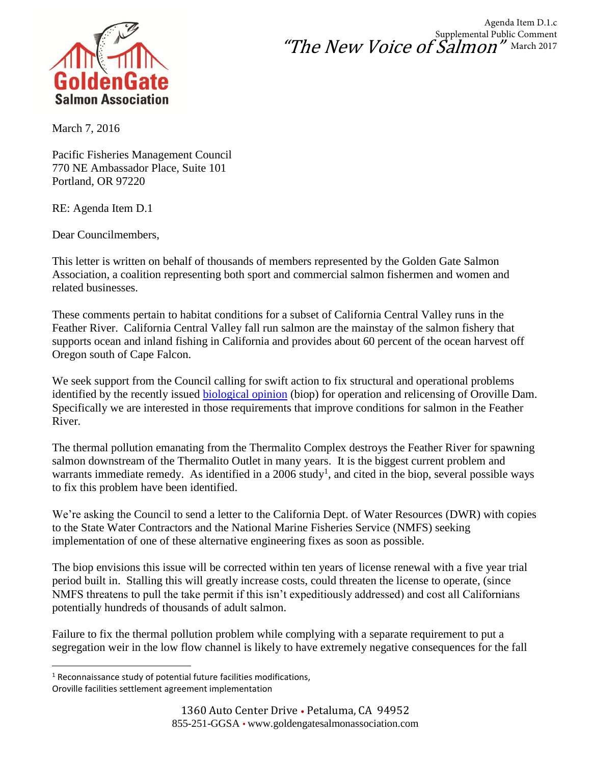Agenda Item D.1.c
Supplemental Public Comment
March 2017

GoldenGate Salmon Association

*"The New Voice of Salmon"*

March 7, 2016

Pacific Fisheries Management Council
770 NE Ambassador Place, Suite 101
Portland, OR 97220

RE: Agenda Item D.1

Dear Councilmembers,

This letter is written on behalf of thousands of members represented by the Golden Gate Salmon Association, a coalition representing both sport and commercial salmon fishermen and women and related businesses.

These comments pertain to habitat conditions for a subset of California Central Valley runs in the Feather River. California Central Valley fall run salmon are the mainstay of the salmon fishery that supports ocean and inland fishing in California and provides about 60 percent of the ocean harvest off Oregon south of Cape Falcon.

We seek support from the Council calling for swift action to fix structural and operational problems identified by the recently issued biological opinion (biop) for operation and relicensing of Oroville Dam. Specifically we are interested in those requirements that improve conditions for salmon in the Feather River.

The thermal pollution emanating from the Thermalito Complex destroys the Feather River for spawning salmon downstream of the Thermalito Outlet in many years. It is the biggest current problem and warrants immediate remedy. As identified in a 2006 study[1], and cited in the biop, several possible ways to fix this problem have been identified.

We're asking the Council to send a letter to the California Dept. of Water Resources (DWR) with copies to the State Water Contractors and the National Marine Fisheries Service (NMFS) seeking implementation of one of these alternative engineering fixes as soon as possible.

The biop envisions this issue will be corrected within ten years of license renewal with a five year trial period built in. Stalling this will greatly increase costs, could threaten the license to operate, (since NMFS threatens to pull the take permit if this isn't expeditiously addressed) and cost all Californians potentially hundreds of thousands of adult salmon.

Failure to fix the thermal pollution problem while complying with a separate requirement to put a segregation weir in the low flow channel is likely to have extremely negative consequences for the fall

[1] Reconnaissance study of potential future facilities modifications, Oroville facilities settlement agreement implementation

1360 Auto Center Drive • Petaluma, CA 94952
855-251-GGSA • www.goldengatesalmonassociation.com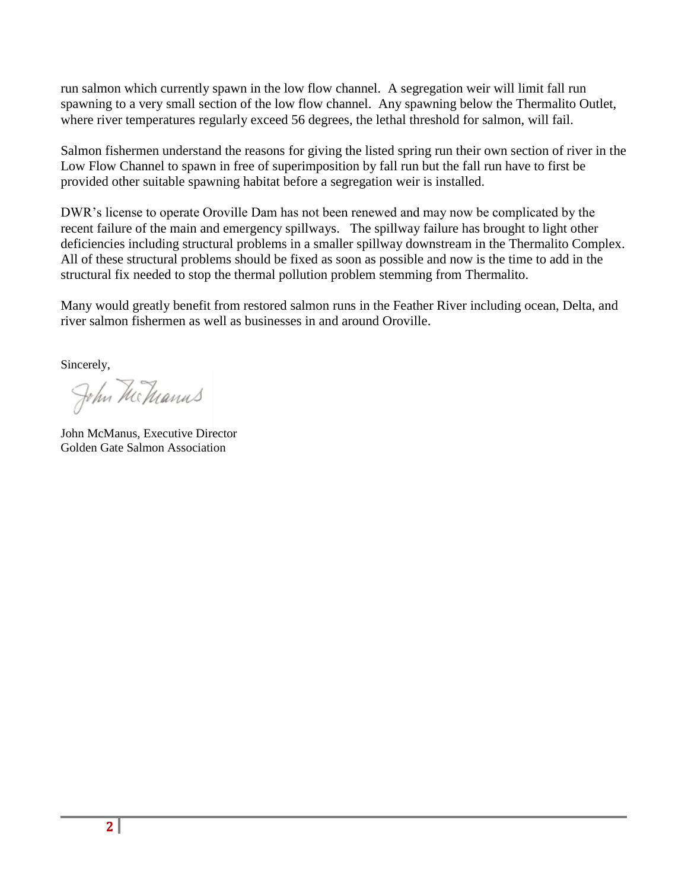run salmon which currently spawn in the low flow channel. A segregation weir will limit fall run spawning to a very small section of the low flow channel. Any spawning below the Thermalito Outlet, where river temperatures regularly exceed 56 degrees, the lethal threshold for salmon, will fail.

Salmon fishermen understand the reasons for giving the listed spring run their own section of river in the Low Flow Channel to spawn in free of superimposition by fall run but the fall run have to first be provided other suitable spawning habitat before a segregation weir is installed.

DWR's license to operate Oroville Dam has not been renewed and may now be complicated by the recent failure of the main and emergency spillways. The spillway failure has brought to light other deficiencies including structural problems in a smaller spillway downstream in the Thermalito Complex. All of these structural problems should be fixed as soon as possible and now is the time to add in the structural fix needed to stop the thermal pollution problem stemming from Thermalito.

Many would greatly benefit from restored salmon runs in the Feather River including ocean, Delta, and river salmon fishermen as well as businesses in and around Oroville.

Sincerely,

John McManus

John McManus, Executive Director
Golden Gate Salmon Association